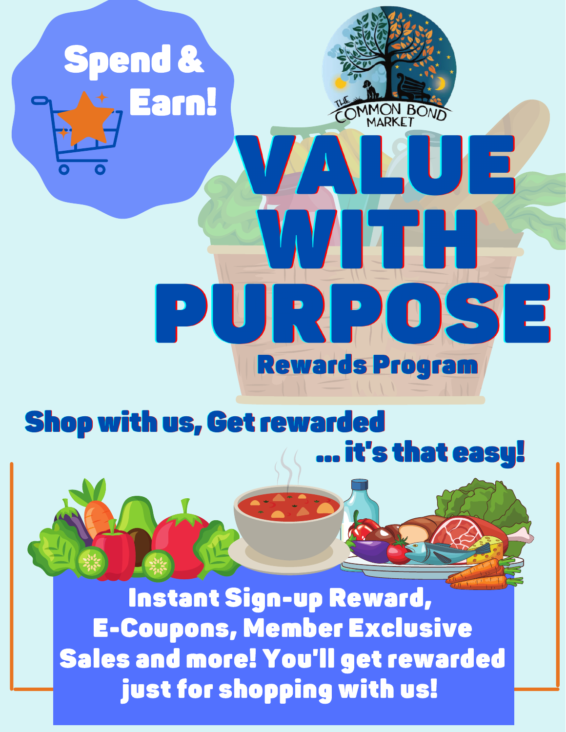**Spend & Earn!**

THE COMMON BOND MARKET

# VALUE WITH PURPOSE

## Rewards Program

**Shop with us, Get rewarded ... it's that easy!**

**Instant Sign-up Reward, E-Coupons, Member Exclusive Sales and more! You'll get rewarded just for shopping with us!**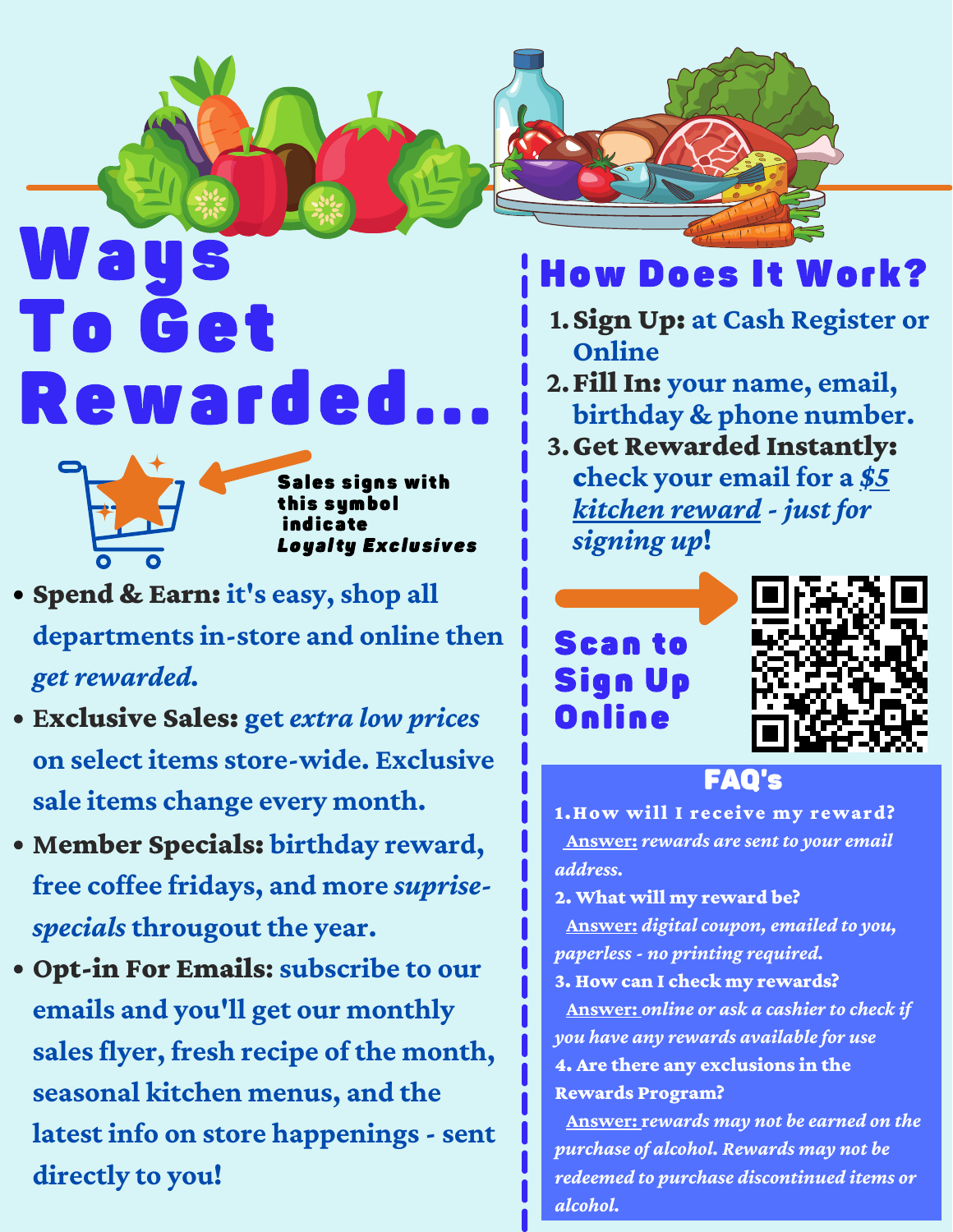# Ways To Get Rewarded...

Sales signs with this symbol indicate *Loyalty Exclusives*

- **Spend & Earn:** it's easy, shop all departments in-store and online then *get rewarded.*
- **Exclusive Sales:** get *extra low prices* on select items store-wide. Exclusive sale items change every month.
- **Member Specials:** birthday reward, free coffee fridays, and more *suprise-specials* througout the year.
- **Opt-in For Emails:** subscribe to our emails and you'll get our monthly sales flyer, fresh recipe of the month, seasonal kitchen menus, and the latest info on store happenings - sent directly to you!

## How Does It Work?

1. **Sign Up:** at Cash Register or Online
2. **Fill In:** your name, email, birthday & phone number.
3. **Get Rewarded Instantly:** check your email for a *$5 kitchen reward - just for signing up*!

**Scan to Sign Up Online**

## FAQ's

**1. How will I receive my reward?**
Answer: *rewards are sent to your email address.*

**2. What will my reward be?**
Answer: *digital coupon, emailed to you, paperless - no printing required.*

**3. How can I check my rewards?**
Answer: *online or ask a cashier to check if you have any rewards available for use*

**4. Are there any exclusions in the Rewards Program?**
Answer: *rewards may not be earned on the purchase of alcohol. Rewards may not be redeemed to purchase discontinued items or alcohol.*